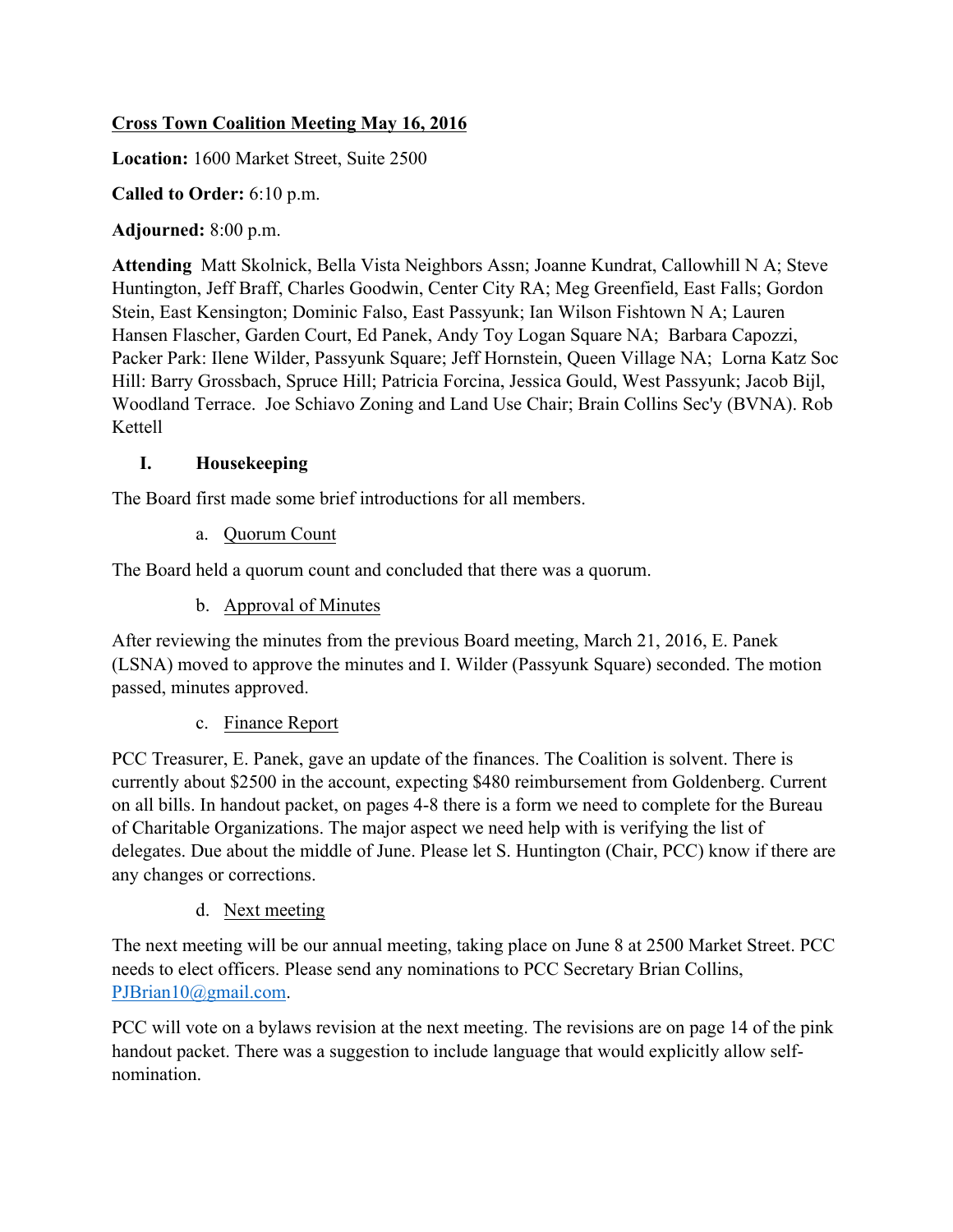**Cross Town Coalition Meeting May 16, 2016**

**Location:** 1600 Market Street, Suite 2500

**Called to Order:** 6:10 p.m.

**Adjourned:** 8:00 p.m.

**Attending** Matt Skolnick, Bella Vista Neighbors Assn; Joanne Kundrat, Callowhill N A; Steve Huntington, Jeff Braff, Charles Goodwin, Center City RA; Meg Greenfield, East Falls; Gordon Stein, East Kensington; Dominic Falso, East Passyunk; Ian Wilson Fishtown N A; Lauren Hansen Flascher, Garden Court, Ed Panek, Andy Toy Logan Square NA; Barbara Capozzi, Packer Park: Ilene Wilder, Passyunk Square; Jeff Hornstein, Queen Village NA; Lorna Katz Soc Hill: Barry Grossbach, Spruce Hill; Patricia Forcina, Jessica Gould, West Passyunk; Jacob Bijl, Woodland Terrace. Joe Schiavo Zoning and Land Use Chair; Brain Collins Sec'y (BVNA). Rob Kettell

## I. Housekeeping

The Board first made some brief introductions for all members.

a. Quorum Count

The Board held a quorum count and concluded that there was a quorum.

b. Approval of Minutes

After reviewing the minutes from the previous Board meeting, March 21, 2016, E. Panek (LSNA) moved to approve the minutes and I. Wilder (Passyunk Square) seconded. The motion passed, minutes approved.

c. Finance Report

PCC Treasurer, E. Panek, gave an update of the finances. The Coalition is solvent. There is currently about $2500 in the account, expecting $480 reimbursement from Goldenberg. Current on all bills. In handout packet, on pages 4-8 there is a form we need to complete for the Bureau of Charitable Organizations. The major aspect we need help with is verifying the list of delegates. Due about the middle of June. Please let S. Huntington (Chair, PCC) know if there are any changes or corrections.

d. Next meeting

The next meeting will be our annual meeting, taking place on June 8 at 2500 Market Street. PCC needs to elect officers. Please send any nominations to PCC Secretary Brian Collins, PJBrian10@gmail.com.

PCC will vote on a bylaws revision at the next meeting. The revisions are on page 14 of the pink handout packet. There was a suggestion to include language that would explicitly allow self-nomination.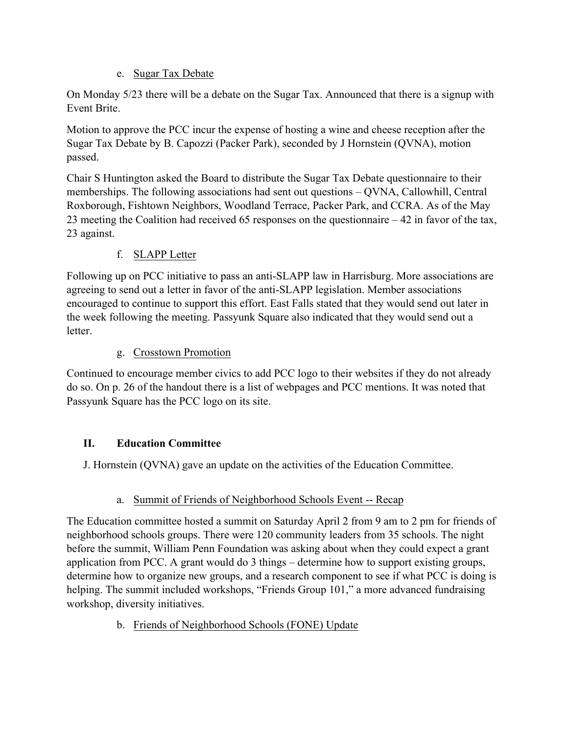e. Sugar Tax Debate

On Monday 5/23 there will be a debate on the Sugar Tax. Announced that there is a signup with Event Brite.

Motion to approve the PCC incur the expense of hosting a wine and cheese reception after the Sugar Tax Debate by B. Capozzi (Packer Park), seconded by J Hornstein (QVNA), motion passed.

Chair S Huntington asked the Board to distribute the Sugar Tax Debate questionnaire to their memberships. The following associations had sent out questions – QVNA, Callowhill, Central Roxborough, Fishtown Neighbors, Woodland Terrace, Packer Park, and CCRA. As of the May 23 meeting the Coalition had received 65 responses on the questionnaire – 42 in favor of the tax, 23 against.

f. SLAPP Letter

Following up on PCC initiative to pass an anti-SLAPP law in Harrisburg. More associations are agreeing to send out a letter in favor of the anti-SLAPP legislation. Member associations encouraged to continue to support this effort. East Falls stated that they would send out later in the week following the meeting. Passyunk Square also indicated that they would send out a letter.

g. Crosstown Promotion

Continued to encourage member civics to add PCC logo to their websites if they do not already do so. On p. 26 of the handout there is a list of webpages and PCC mentions. It was noted that Passyunk Square has the PCC logo on its site.

## II. Education Committee

J. Hornstein (QVNA) gave an update on the activities of the Education Committee.

a. Summit of Friends of Neighborhood Schools Event -- Recap

The Education committee hosted a summit on Saturday April 2 from 9 am to 2 pm for friends of neighborhood schools groups. There were 120 community leaders from 35 schools. The night before the summit, William Penn Foundation was asking about when they could expect a grant application from PCC. A grant would do 3 things – determine how to support existing groups, determine how to organize new groups, and a research component to see if what PCC is doing is helping. The summit included workshops, "Friends Group 101," a more advanced fundraising workshop, diversity initiatives.

b. Friends of Neighborhood Schools (FONE) Update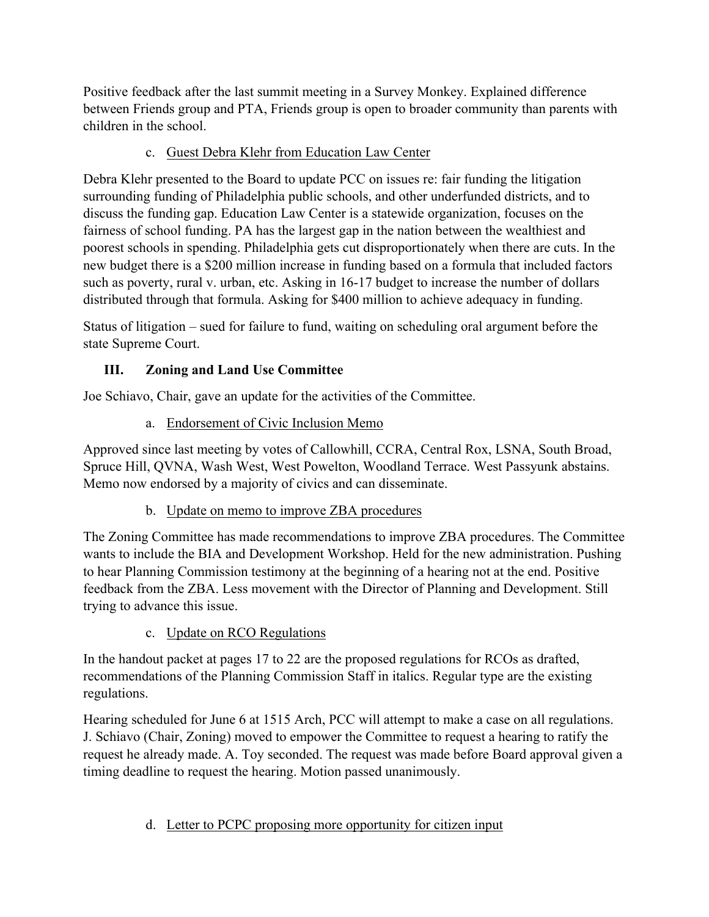Positive feedback after the last summit meeting in a Survey Monkey. Explained difference between Friends group and PTA, Friends group is open to broader community than parents with children in the school.

c. Guest Debra Klehr from Education Law Center

Debra Klehr presented to the Board to update PCC on issues re: fair funding the litigation surrounding funding of Philadelphia public schools, and other underfunded districts, and to discuss the funding gap. Education Law Center is a statewide organization, focuses on the fairness of school funding. PA has the largest gap in the nation between the wealthiest and poorest schools in spending. Philadelphia gets cut disproportionately when there are cuts. In the new budget there is a $200 million increase in funding based on a formula that included factors such as poverty, rural v. urban, etc. Asking in 16-17 budget to increase the number of dollars distributed through that formula. Asking for $400 million to achieve adequacy in funding.

Status of litigation – sued for failure to fund, waiting on scheduling oral argument before the state Supreme Court.

## III. Zoning and Land Use Committee

Joe Schiavo, Chair, gave an update for the activities of the Committee.

a. Endorsement of Civic Inclusion Memo

Approved since last meeting by votes of Callowhill, CCRA, Central Rox, LSNA, South Broad, Spruce Hill, QVNA, Wash West, West Powelton, Woodland Terrace. West Passyunk abstains. Memo now endorsed by a majority of civics and can disseminate.

b. Update on memo to improve ZBA procedures

The Zoning Committee has made recommendations to improve ZBA procedures. The Committee wants to include the BIA and Development Workshop. Held for the new administration. Pushing to hear Planning Commission testimony at the beginning of a hearing not at the end. Positive feedback from the ZBA. Less movement with the Director of Planning and Development. Still trying to advance this issue.

c. Update on RCO Regulations

In the handout packet at pages 17 to 22 are the proposed regulations for RCOs as drafted, recommendations of the Planning Commission Staff in italics. Regular type are the existing regulations.

Hearing scheduled for June 6 at 1515 Arch, PCC will attempt to make a case on all regulations. J. Schiavo (Chair, Zoning) moved to empower the Committee to request a hearing to ratify the request he already made. A. Toy seconded. The request was made before Board approval given a timing deadline to request the hearing. Motion passed unanimously.

d. Letter to PCPC proposing more opportunity for citizen input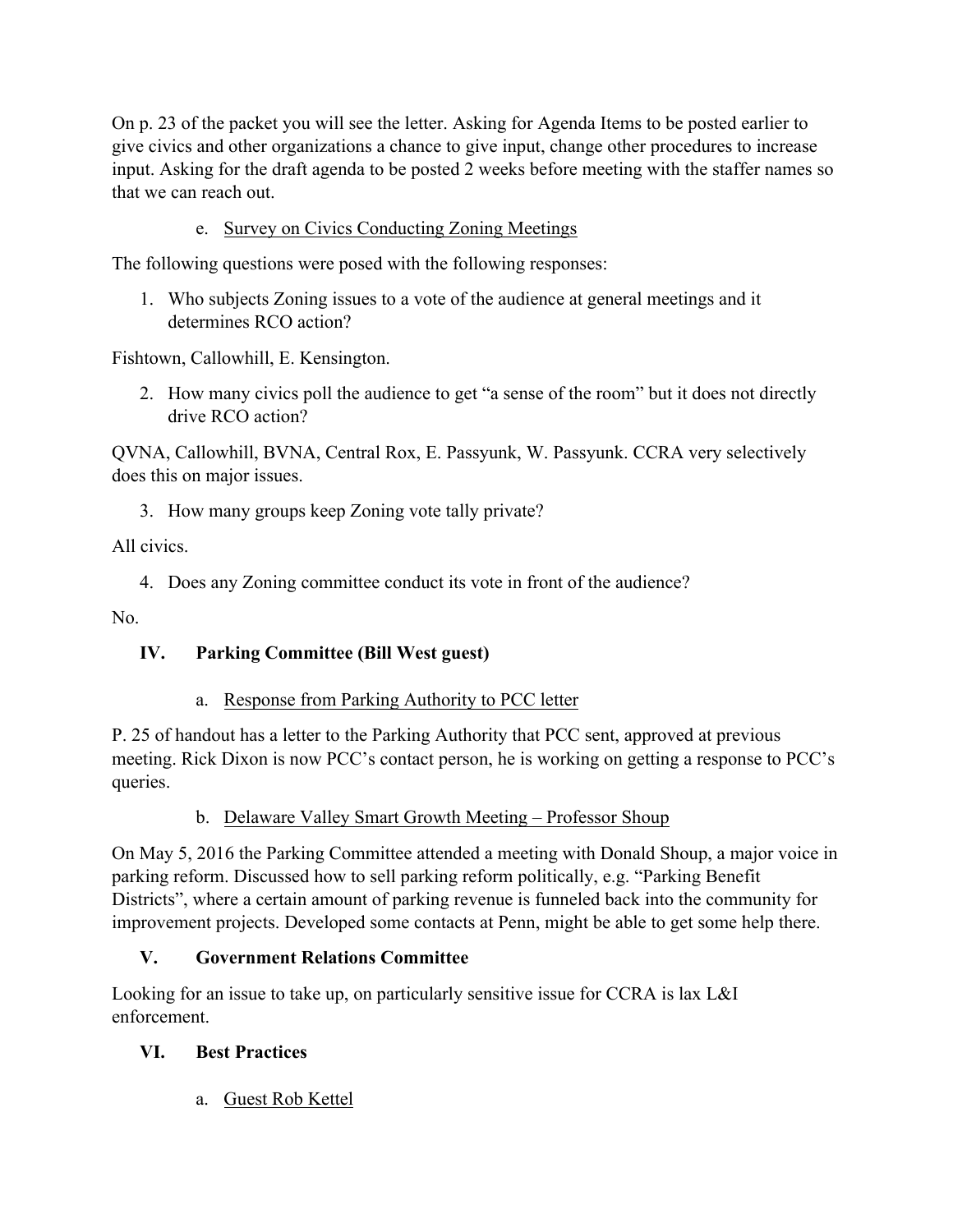On p. 23 of the packet you will see the letter. Asking for Agenda Items to be posted earlier to give civics and other organizations a chance to give input, change other procedures to increase input. Asking for the draft agenda to be posted 2 weeks before meeting with the staffer names so that we can reach out.

e. <u>Survey on Civics Conducting Zoning Meetings</u>

The following questions were posed with the following responses:

1. Who subjects Zoning issues to a vote of the audience at general meetings and it determines RCO action?

Fishtown, Callowhill, E. Kensington.

2. How many civics poll the audience to get "a sense of the room" but it does not directly drive RCO action?

QVNA, Callowhill, BVNA, Central Rox, E. Passyunk, W. Passyunk. CCRA very selectively does this on major issues.

3. How many groups keep Zoning vote tally private?

All civics.

4. Does any Zoning committee conduct its vote in front of the audience?

No.

## IV. Parking Committee (Bill West guest)

a. <u>Response from Parking Authority to PCC letter</u>

P. 25 of handout has a letter to the Parking Authority that PCC sent, approved at previous meeting. Rick Dixon is now PCC's contact person, he is working on getting a response to PCC's queries.

b. <u>Delaware Valley Smart Growth Meeting – Professor Shoup</u>

On May 5, 2016 the Parking Committee attended a meeting with Donald Shoup, a major voice in parking reform. Discussed how to sell parking reform politically, e.g. "Parking Benefit Districts", where a certain amount of parking revenue is funneled back into the community for improvement projects. Developed some contacts at Penn, might be able to get some help there.

## V. Government Relations Committee

Looking for an issue to take up, on particularly sensitive issue for CCRA is lax L&I enforcement.

## VI. Best Practices

a. <u>Guest Rob Kettel</u>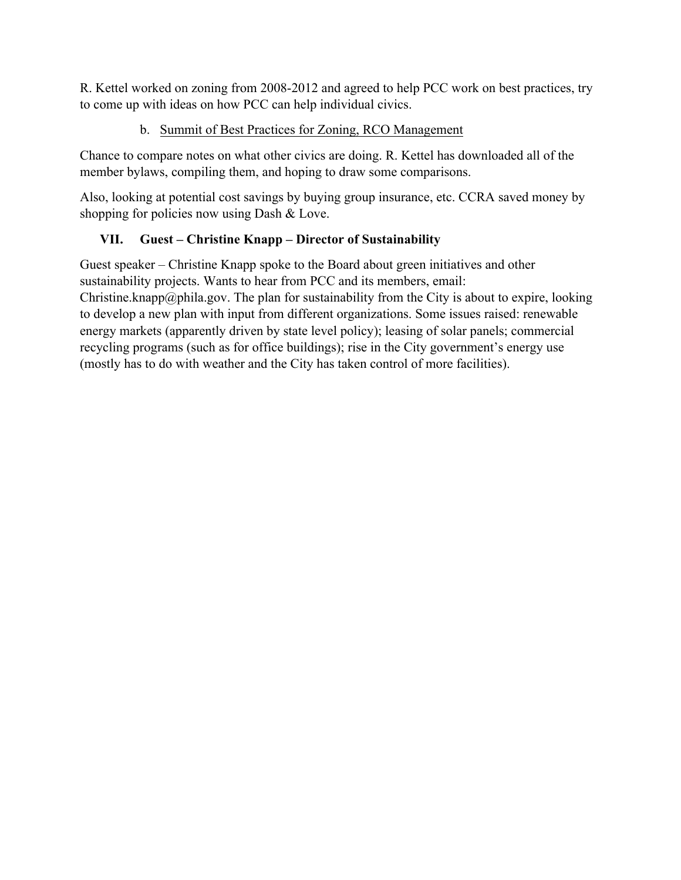R. Kettel worked on zoning from 2008-2012 and agreed to help PCC work on best practices, try to come up with ideas on how PCC can help individual civics.

b. Summit of Best Practices for Zoning, RCO Management

Chance to compare notes on what other civics are doing. R. Kettel has downloaded all of the member bylaws, compiling them, and hoping to draw some comparisons.

Also, looking at potential cost savings by buying group insurance, etc. CCRA saved money by shopping for policies now using Dash & Love.

## VII. Guest – Christine Knapp – Director of Sustainability

Guest speaker – Christine Knapp spoke to the Board about green initiatives and other sustainability projects. Wants to hear from PCC and its members, email: Christine.knapp@phila.gov. The plan for sustainability from the City is about to expire, looking to develop a new plan with input from different organizations. Some issues raised: renewable energy markets (apparently driven by state level policy); leasing of solar panels; commercial recycling programs (such as for office buildings); rise in the City government's energy use (mostly has to do with weather and the City has taken control of more facilities).